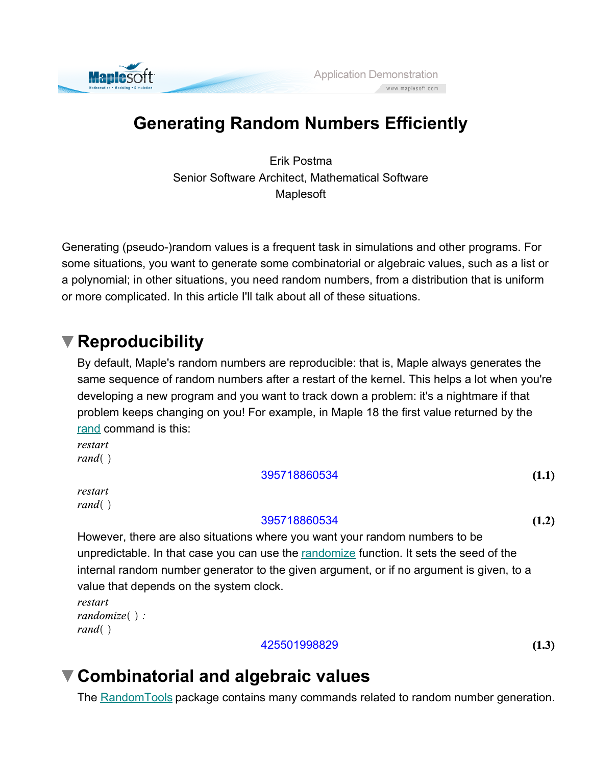# Generating Random Numbers Efficiently

Erik Postma
Senior Software Architect, Mathematical Software
Maplesoft

Generating (pseudo-)random values is a frequent task in simulations and other programs. For some situations, you want to generate some combinatorial or algebraic values, such as a list or a polynomial; in other situations, you need random numbers, from a distribution that is uniform or more complicated. In this article I'll talk about all of these situations.

## Reproducibility

By default, Maple's random numbers are reproducible: that is, Maple always generates the same sequence of random numbers after a restart of the kernel. This helps a lot when you're developing a new program and you want to track down a problem: it's a nightmare if that problem keeps changing on you! For example, in Maple 18 the first value returned by the rand command is this:

```
restart
rand( )
```

395718860534 **(1.1)**

```
restart
rand( )
```

395718860534 **(1.2)**

However, there are also situations where you want your random numbers to be unpredictable. In that case you can use the randomize function. It sets the seed of the internal random number generator to the given argument, or if no argument is given, to a value that depends on the system clock.

```
restart
randomize( ) :
rand( )
```

425501998829 **(1.3)**

## Combinatorial and algebraic values

The RandomTools package contains many commands related to random number generation.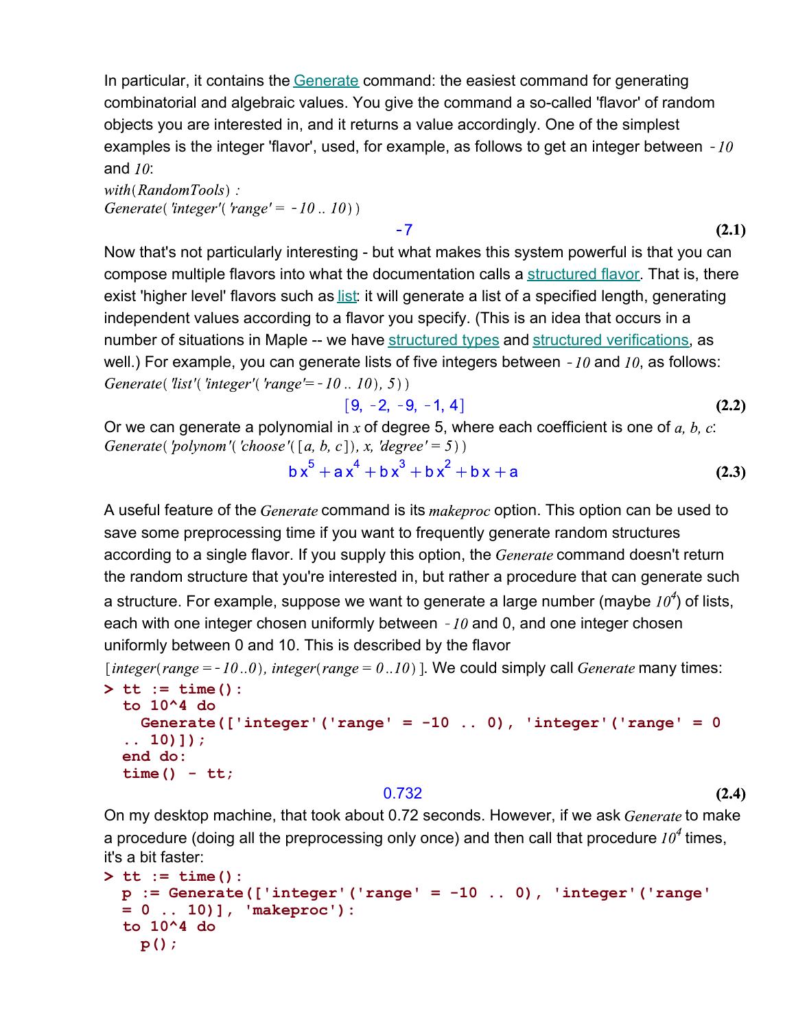In particular, it contains the Generate command: the easiest command for generating combinatorial and algebraic values. You give the command a so-called 'flavor' of random objects you are interested in, and it returns a value accordingly. One of the simplest examples is the integer 'flavor', used, for example, as follows to get an integer between $-10$ and $10$:

```
with(RandomTools) :
Generate('integer'('range' = -10 .. 10))
```

$$-7 \tag{2.1}$$

Now that's not particularly interesting - but what makes this system powerful is that you can compose multiple flavors into what the documentation calls a structured flavor. That is, there exist 'higher level' flavors such as list: it will generate a list of a specified length, generating independent values according to a flavor you specify. (This is an idea that occurs in a number of situations in Maple -- we have structured types and structured verifications, as well.) For example, you can generate lists of five integers between $-10$ and $10$, as follows:

```
Generate('list'('integer'('range'=-10 .. 10), 5))
```

$$[9, -2, -9, -1, 4] \tag{2.2}$$

Or we can generate a polynomial in $x$ of degree 5, where each coefficient is one of $a, b, c$:

```
Generate('polynom'('choose'([a, b, c]), x, 'degree' = 5))
```

$$b x^5 + a x^4 + b x^3 + b x^2 + b x + a \tag{2.3}$$

A useful feature of the *Generate* command is its *makeproc* option. This option can be used to save some preprocessing time if you want to frequently generate random structures according to a single flavor. If you supply this option, the *Generate* command doesn't return the random structure that you're interested in, but rather a procedure that can generate such a structure. For example, suppose we want to generate a large number (maybe $10^4$) of lists, each with one integer chosen uniformly between $-10$ and 0, and one integer chosen uniformly between 0 and 10. This is described by the flavor $[integer(range = -10..0), integer(range = 0..10)]$. We could simply call *Generate* many times:

```
> tt := time():
  to 10^4 do
    Generate(['integer'('range' = -10 .. 0), 'integer'('range' = 0
  .. 10)]);
  end do:
  time() - tt;
```

$$0.732 \tag{2.4}$$

On my desktop machine, that took about 0.72 seconds. However, if we ask *Generate* to make a procedure (doing all the preprocessing only once) and then call that procedure $10^4$ times, it's a bit faster:

```
> tt := time():
  p := Generate(['integer'('range' = -10 .. 0), 'integer'('range'
  = 0 .. 10)], 'makeproc'):
  to 10^4 do
    p();
```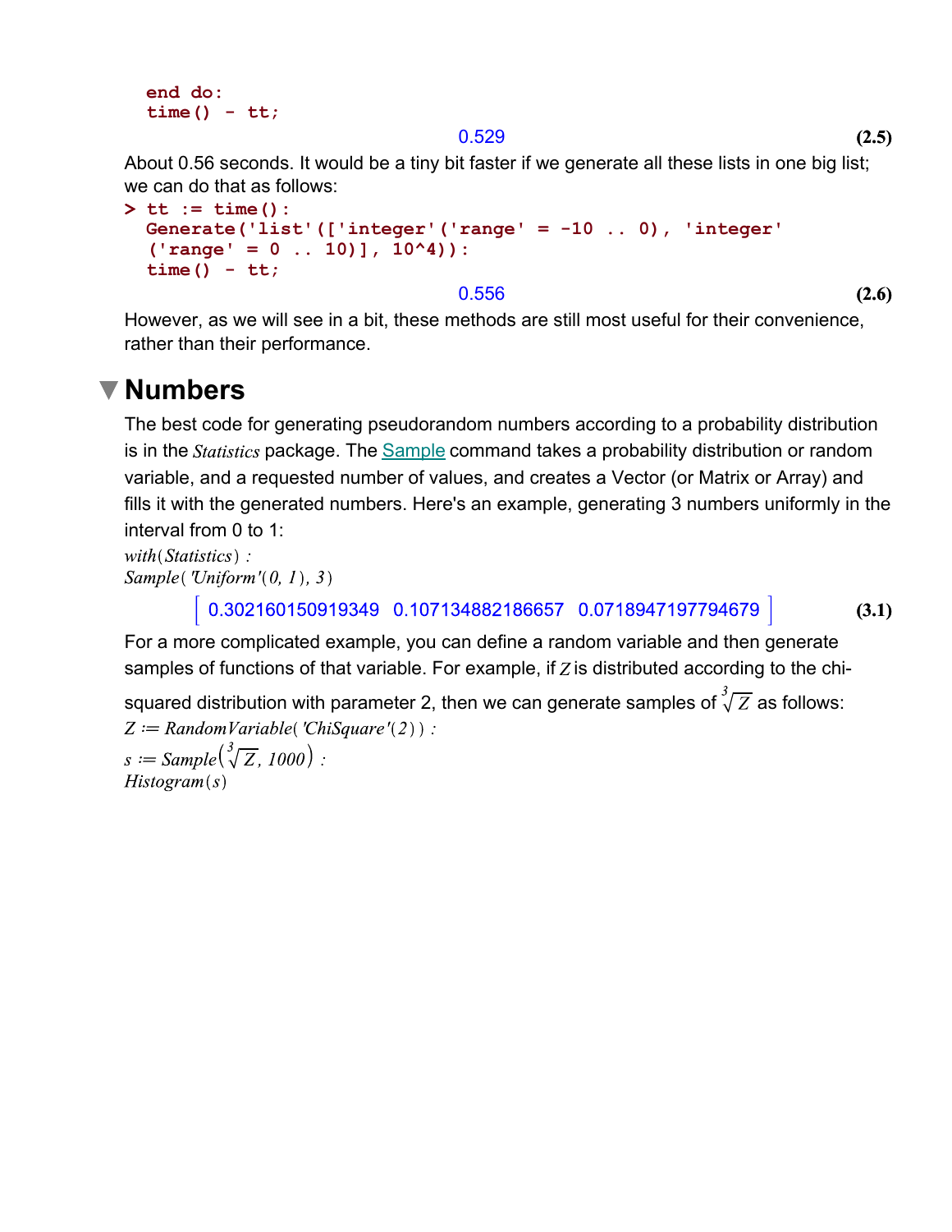```
end do:
time() - tt;
```

0.529 **(2.5)**

About 0.56 seconds. It would be a tiny bit faster if we generate all these lists in one big list; we can do that as follows:

```
> tt := time():
  Generate('list'(['integer'('range' = -10 .. 0), 'integer'
  ('range' = 0 .. 10)], 10^4)):
  time() - tt;
```

0.556 **(2.6)**

However, as we will see in a bit, these methods are still most useful for their convenience, rather than their performance.

## Numbers

The best code for generating pseudorandom numbers according to a probability distribution is in the *Statistics* package. The Sample command takes a probability distribution or random variable, and a requested number of values, and creates a Vector (or Matrix or Array) and fills it with the generated numbers. Here's an example, generating 3 numbers uniformly in the interval from 0 to 1:

*with*(*Statistics*) :
*Sample*( *'Uniform'*(0, 1), 3)

$$\begin{bmatrix} 0.302160150919349 & 0.107134882186657 & 0.0718947197794679 \end{bmatrix} \quad \textbf{(3.1)}$$

For a more complicated example, you can define a random variable and then generate samples of functions of that variable. For example, if $Z$ is distributed according to the chi-squared distribution with parameter 2, then we can generate samples of $\sqrt[3]{Z}$ as follows:

$Z := RandomVariable('ChiSquare'(2))$ :
$s := Sample\left(\sqrt[3]{Z}, 1000\right)$ :
$Histogram(s)$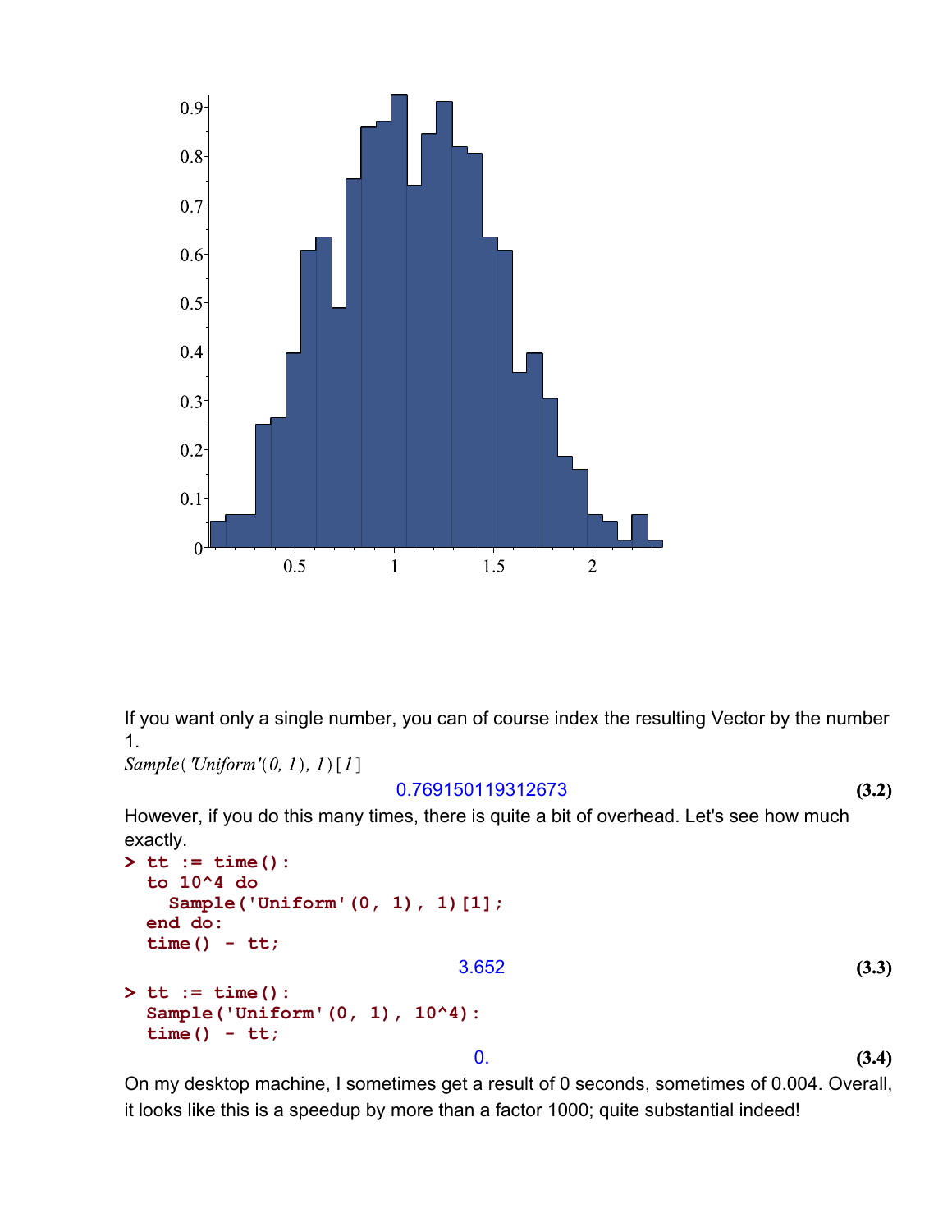If you want only a single number, you can of course index the resulting Vector by the number 1.

*Sample*( *'Uniform'*(*0*, *1*), *1*) [*1*]

$$0.769150119312673 \tag{3.2}$$

However, if you do this many times, there is quite a bit of overhead. Let's see how much exactly.

```
> tt := time():
  to 10^4 do
    Sample('Uniform'(0, 1), 1)[1];
  end do:
  time() - tt;
```

$$3.652 \tag{3.3}$$

```
> tt := time():
  Sample('Uniform'(0, 1), 10^4):
  time() - tt;
```

$$0. \tag{3.4}$$

On my desktop machine, I sometimes get a result of 0 seconds, sometimes of 0.004. Overall, it looks like this is a speedup by more than a factor 1000; quite substantial indeed!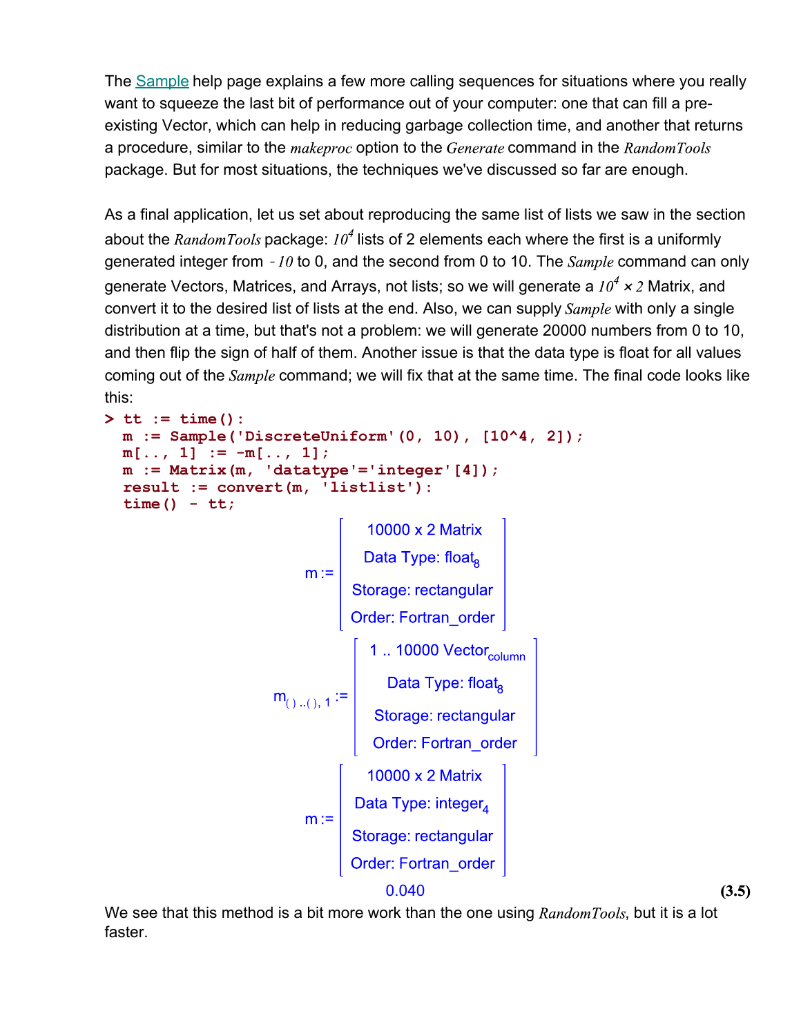The Sample help page explains a few more calling sequences for situations where you really want to squeeze the last bit of performance out of your computer: one that can fill a pre-existing Vector, which can help in reducing garbage collection time, and another that returns a procedure, similar to the *makeproc* option to the *Generate* command in the *RandomTools* package. But for most situations, the techniques we've discussed so far are enough.

As a final application, let us set about reproducing the same list of lists we saw in the section about the *RandomTools* package: $10^4$ lists of 2 elements each where the first is a uniformly generated integer from $-10$ to 0, and the second from 0 to 10. The *Sample* command can only generate Vectors, Matrices, and Arrays, not lists; so we will generate a $10^4 \times 2$ Matrix, and convert it to the desired list of lists at the end. Also, we can supply *Sample* with only a single distribution at a time, but that's not a problem: we will generate 20000 numbers from 0 to 10, and then flip the sign of half of them. Another issue is that the data type is float for all values coming out of the *Sample* command; we will fix that at the same time. The final code looks like this:

```
> tt := time():
  m := Sample('DiscreteUniform'(0, 10), [10^4, 2]);
  m[.., 1] := -m[.., 1];
  m := Matrix(m, 'datatype'='integer'[4]);
  result := convert(m, 'listlist'):
  time() - tt;
```

m := [10000 x 2 Matrix, Data Type: $float_8$, Storage: rectangular, Order: Fortran_order]

$m_{() .. (), 1}$ := [1 .. 10000 $Vector_{column}$, Data Type: $float_8$, Storage: rectangular, Order: Fortran_order]

m := [10000 x 2 Matrix, Data Type: $integer_4$, Storage: rectangular, Order: Fortran_order]

0.040 **(3.5)**

We see that this method is a bit more work than the one using *RandomTools*, but it is a lot faster.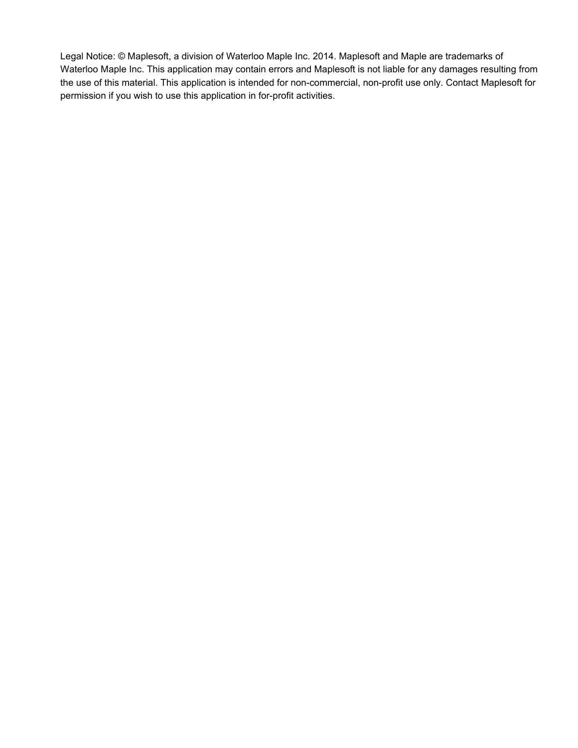Legal Notice: © Maplesoft, a division of Waterloo Maple Inc. 2014. Maplesoft and Maple are trademarks of Waterloo Maple Inc. This application may contain errors and Maplesoft is not liable for any damages resulting from the use of this material. This application is intended for non-commercial, non-profit use only. Contact Maplesoft for permission if you wish to use this application in for-profit activities.